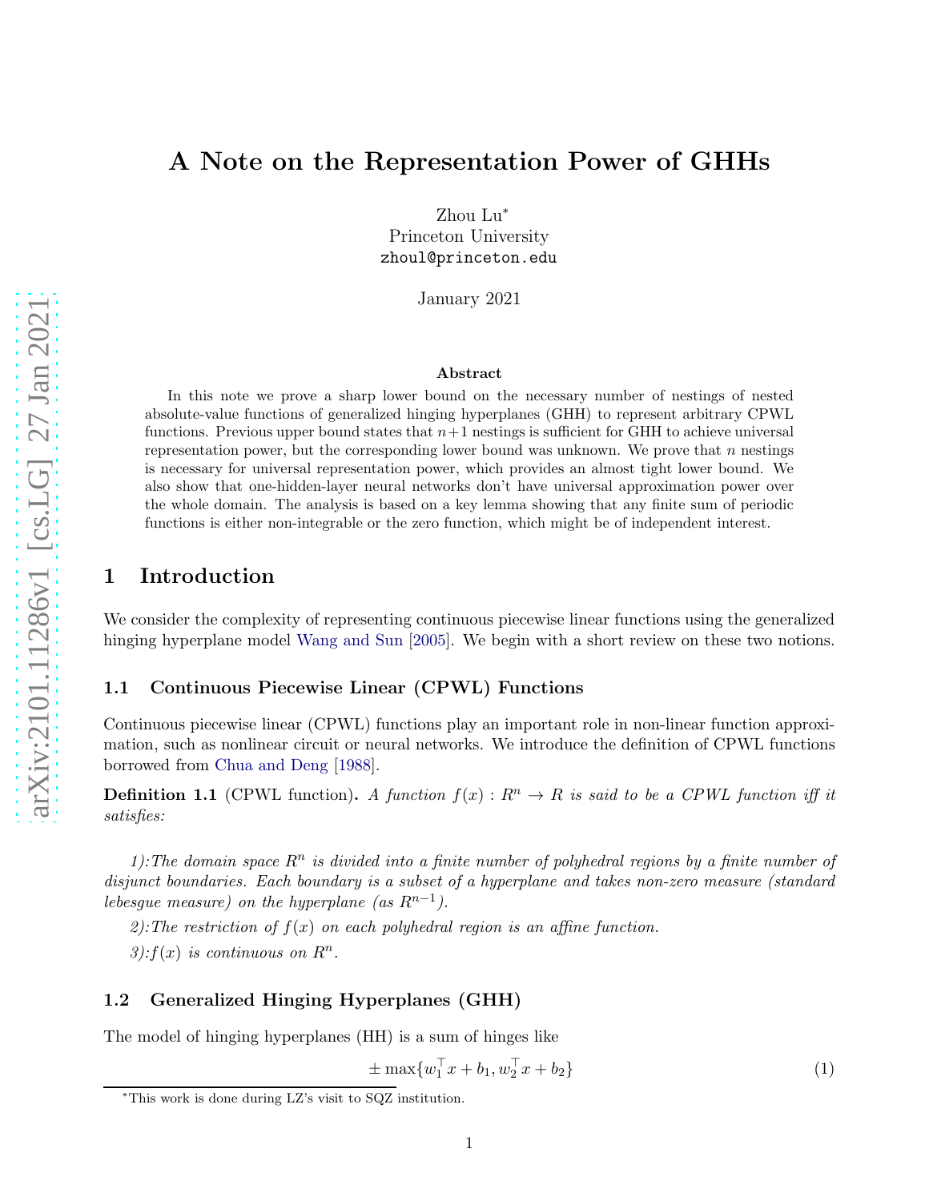# A Note on the Representation Power of GHHs

Zhou Lu[*]
Princeton University
zhoul@princeton.edu

January 2021

### Abstract

In this note we prove a sharp lower bound on the necessary number of nestings of nested absolute-value functions of generalized hinging hyperplanes (GHH) to represent arbitrary CPWL functions. Previous upper bound states that $n+1$ nestings is sufficient for GHH to achieve universal representation power, but the corresponding lower bound was unknown. We prove that $n$ nestings is necessary for universal representation power, which provides an almost tight lower bound. We also show that one-hidden-layer neural networks don't have universal approximation power over the whole domain. The analysis is based on a key lemma showing that any finite sum of periodic functions is either non-integrable or the zero function, which might be of independent interest.

## 1 Introduction

We consider the complexity of representing continuous piecewise linear functions using the generalized hinging hyperplane model Wang and Sun [2005]. We begin with a short review on these two notions.

### 1.1 Continuous Piecewise Linear (CPWL) Functions

Continuous piecewise linear (CPWL) functions play an important role in non-linear function approximation, such as nonlinear circuit or neural networks. We introduce the definition of CPWL functions borrowed from Chua and Deng [1988].

**Definition 1.1** (CPWL function)**.** *A function $f(x): R^n \to R$ is said to be a CPWL function iff it satisfies:*

*1):The domain space $R^n$ is divided into a finite number of polyhedral regions by a finite number of disjunct boundaries. Each boundary is a subset of a hyperplane and takes non-zero measure (standard lebesgue measure) on the hyperplane (as $R^{n-1}$).*

*2):The restriction of $f(x)$ on each polyhedral region is an affine function.*

*3):$f(x)$ is continuous on $R^n$.*

### 1.2 Generalized Hinging Hyperplanes (GHH)

The model of hinging hyperplanes (HH) is a sum of hinges like

$$\pm \max\{w_1^\top x + b_1, w_2^\top x + b_2\} \tag{1}$$

[*]This work is done during LZ's visit to SQZ institution.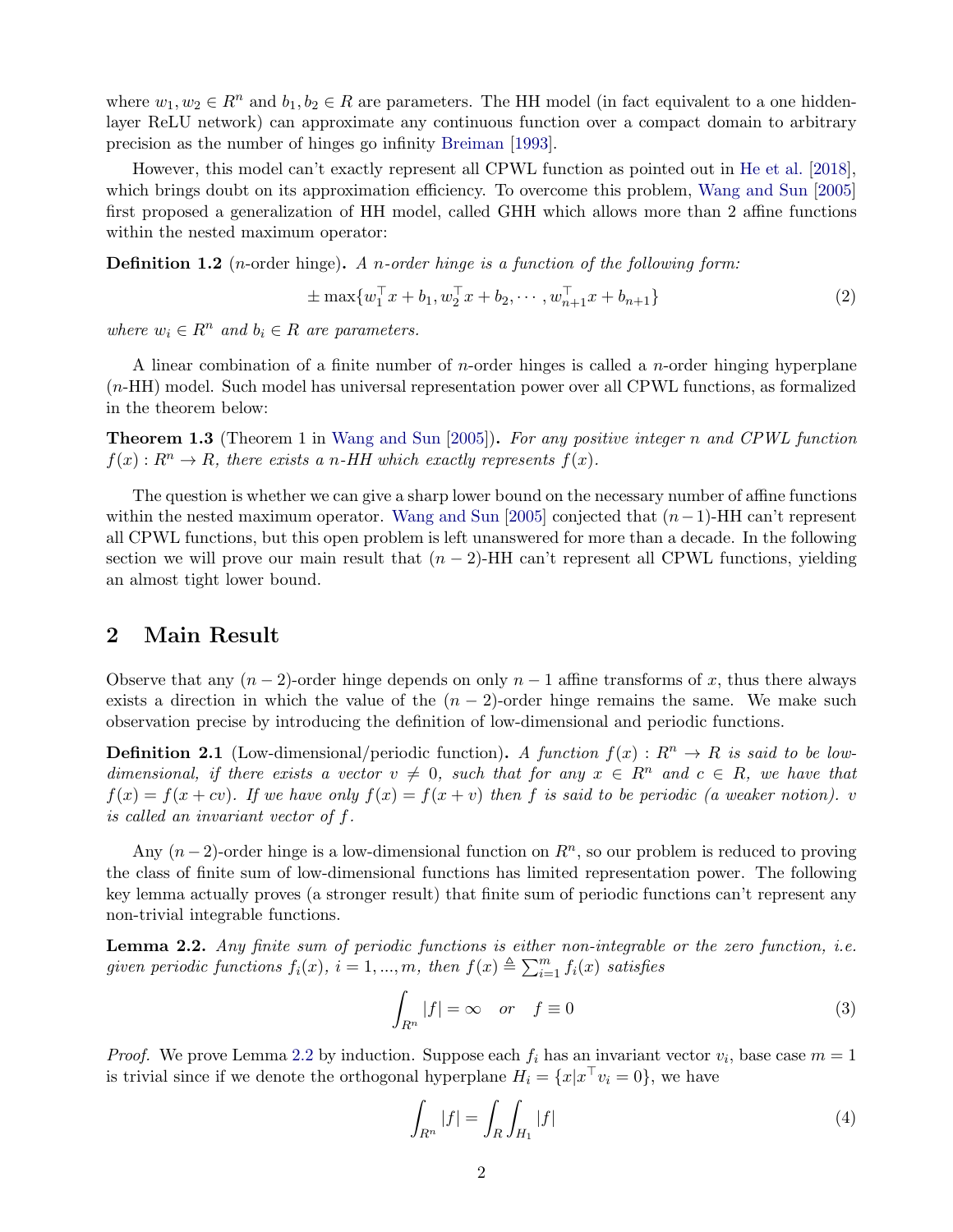where $w_1, w_2 \in R^n$ and $b_1, b_2 \in R$ are parameters. The HH model (in fact equivalent to a one hidden-layer ReLU network) can approximate any continuous function over a compact domain to arbitrary precision as the number of hinges go infinity Breiman [1993].

However, this model can't exactly represent all CPWL function as pointed out in He et al. [2018], which brings doubt on its approximation efficiency. To overcome this problem, Wang and Sun [2005] first proposed a generalization of HH model, called GHH which allows more than 2 affine functions within the nested maximum operator:

**Definition 1.2** ($n$-order hinge)**.** *A $n$-order hinge is a function of the following form:*

$$\pm \max\{w_1^\top x + b_1, w_2^\top x + b_2, \cdots, w_{n+1}^\top x + b_{n+1}\} \tag{2}$$

*where $w_i \in R^n$ and $b_i \in R$ are parameters.*

A linear combination of a finite number of $n$-order hinges is called a $n$-order hinging hyperplane ($n$-HH) model. Such model has universal representation power over all CPWL functions, as formalized in the theorem below:

**Theorem 1.3** (Theorem 1 in Wang and Sun [2005])**.** *For any positive integer $n$ and CPWL function $f(x) : R^n \to R$, there exists a $n$-HH which exactly represents $f(x)$.*

The question is whether we can give a sharp lower bound on the necessary number of affine functions within the nested maximum operator. Wang and Sun [2005] conjected that $(n-1)$-HH can't represent all CPWL functions, but this open problem is left unanswered for more than a decade. In the following section we will prove our main result that $(n-2)$-HH can't represent all CPWL functions, yielding an almost tight lower bound.

## 2 Main Result

Observe that any $(n-2)$-order hinge depends on only $n-1$ affine transforms of $x$, thus there always exists a direction in which the value of the $(n-2)$-order hinge remains the same. We make such observation precise by introducing the definition of low-dimensional and periodic functions.

**Definition 2.1** (Low-dimensional/periodic function)**.** *A function $f(x) : R^n \to R$ is said to be low-dimensional, if there exists a vector $v \neq 0$, such that for any $x \in R^n$ and $c \in R$, we have that $f(x) = f(x + cv)$. If we have only $f(x) = f(x + v)$ then $f$ is said to be periodic (a weaker notion). $v$ is called an invariant vector of $f$.*

Any $(n-2)$-order hinge is a low-dimensional function on $R^n$, so our problem is reduced to proving the class of finite sum of low-dimensional functions has limited representation power. The following key lemma actually proves (a stronger result) that finite sum of periodic functions can't represent any non-trivial integrable functions.

**Lemma 2.2.** *Any finite sum of periodic functions is either non-integrable or the zero function, i.e. given periodic functions $f_i(x)$, $i = 1, ..., m$, then $f(x) \triangleq \sum_{i=1}^m f_i(x)$ satisfies*

$$\int_{R^n} |f| = \infty \quad \text{or} \quad f \equiv 0 \tag{3}$$

*Proof.* We prove Lemma 2.2 by induction. Suppose each $f_i$ has an invariant vector $v_i$, base case $m = 1$ is trivial since if we denote the orthogonal hyperplane $H_i = \{x | x^\top v_i = 0\}$, we have

$$\int_{R^n} |f| = \int_R \int_{H_1} |f| \tag{4}$$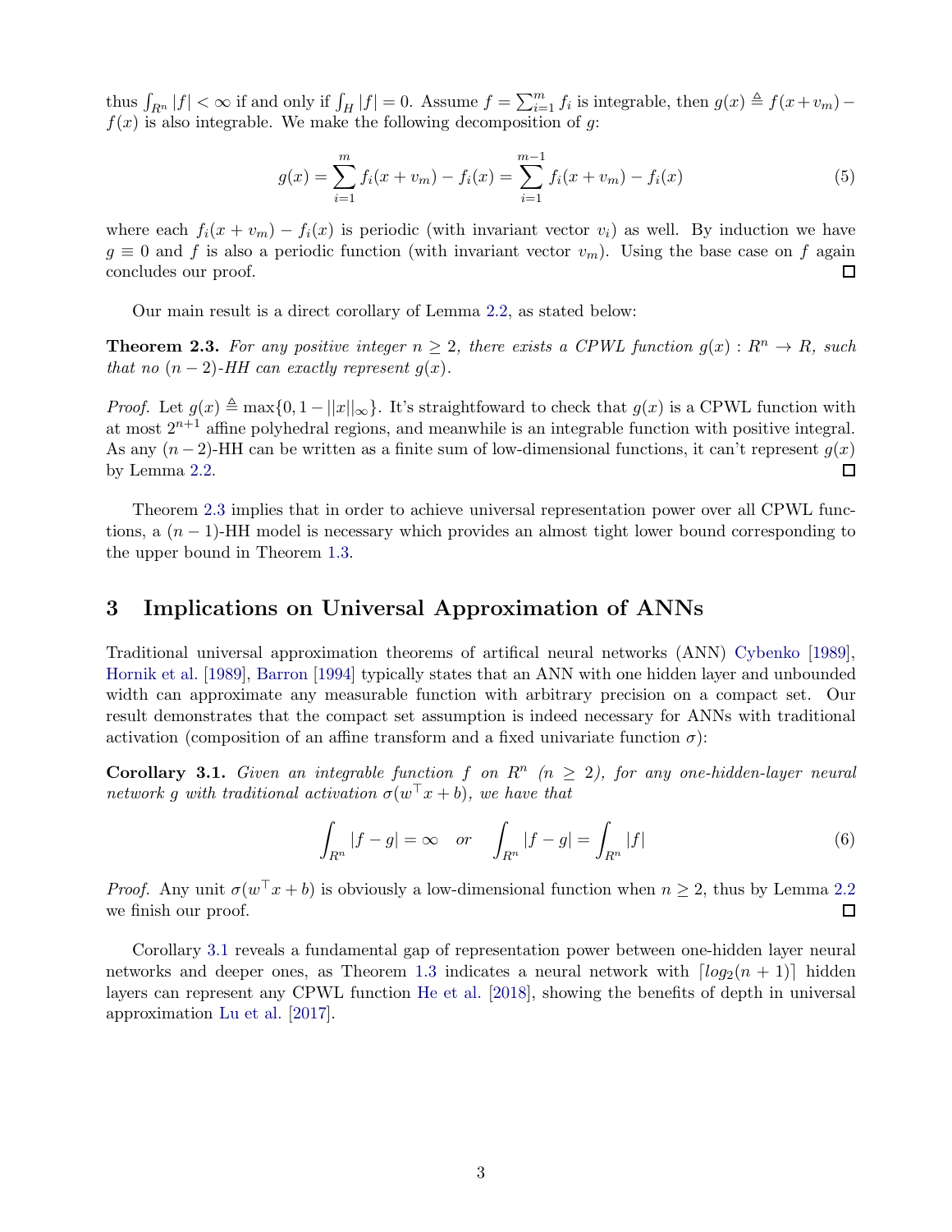thus $\int_{R^n} |f| < \infty$ if and only if $\int_H |f| = 0$. Assume $f = \sum_{i=1}^m f_i$ is integrable, then $g(x) \triangleq f(x+v_m) - f(x)$ is also integrable. We make the following decomposition of $g$:

$$g(x) = \sum_{i=1}^{m} f_i(x+v_m) - f_i(x) = \sum_{i=1}^{m-1} f_i(x+v_m) - f_i(x) \tag{5}$$

where each $f_i(x+v_m) - f_i(x)$ is periodic (with invariant vector $v_i$) as well. By induction we have $g \equiv 0$ and $f$ is also a periodic function (with invariant vector $v_m$). Using the base case on $f$ again concludes our proof. ∎

Our main result is a direct corollary of Lemma 2.2, as stated below:

**Theorem 2.3.** *For any positive integer $n \geq 2$, there exists a CPWL function $g(x) : R^n \to R$, such that no $(n-2)$-HH can exactly represent $g(x)$.*

*Proof.* Let $g(x) \triangleq \max\{0, 1 - ||x||_\infty\}$. It's straightfoward to check that $g(x)$ is a CPWL function with at most $2^{n+1}$ affine polyhedral regions, and meanwhile is an integrable function with positive integral. As any $(n-2)$-HH can be written as a finite sum of low-dimensional functions, it can't represent $g(x)$ by Lemma 2.2. ∎

Theorem 2.3 implies that in order to achieve universal representation power over all CPWL functions, a $(n-1)$-HH model is necessary which provides an almost tight lower bound corresponding to the upper bound in Theorem 1.3.

# 3 Implications on Universal Approximation of ANNs

Traditional universal approximation theorems of artifical neural networks (ANN) Cybenko [1989], Hornik et al. [1989], Barron [1994] typically states that an ANN with one hidden layer and unbounded width can approximate any measurable function with arbitrary precision on a compact set. Our result demonstrates that the compact set assumption is indeed necessary for ANNs with traditional activation (composition of an affine transform and a fixed univariate function $\sigma$):

**Corollary 3.1.** *Given an integrable function $f$ on $R^n$ ($n \geq 2$), for any one-hidden-layer neural network $g$ with traditional activation $\sigma(w^\top x + b)$, we have that*

$$\int_{R^n} |f - g| = \infty \quad \text{or} \quad \int_{R^n} |f - g| = \int_{R^n} |f| \tag{6}$$

*Proof.* Any unit $\sigma(w^\top x + b)$ is obviously a low-dimensional function when $n \geq 2$, thus by Lemma 2.2 we finish our proof. ∎

Corollary 3.1 reveals a fundamental gap of representation power between one-hidden layer neural networks and deeper ones, as Theorem 1.3 indicates a neural network with $\lceil log_2(n+1) \rceil$ hidden layers can represent any CPWL function He et al. [2018], showing the benefits of depth in universal approximation Lu et al. [2017].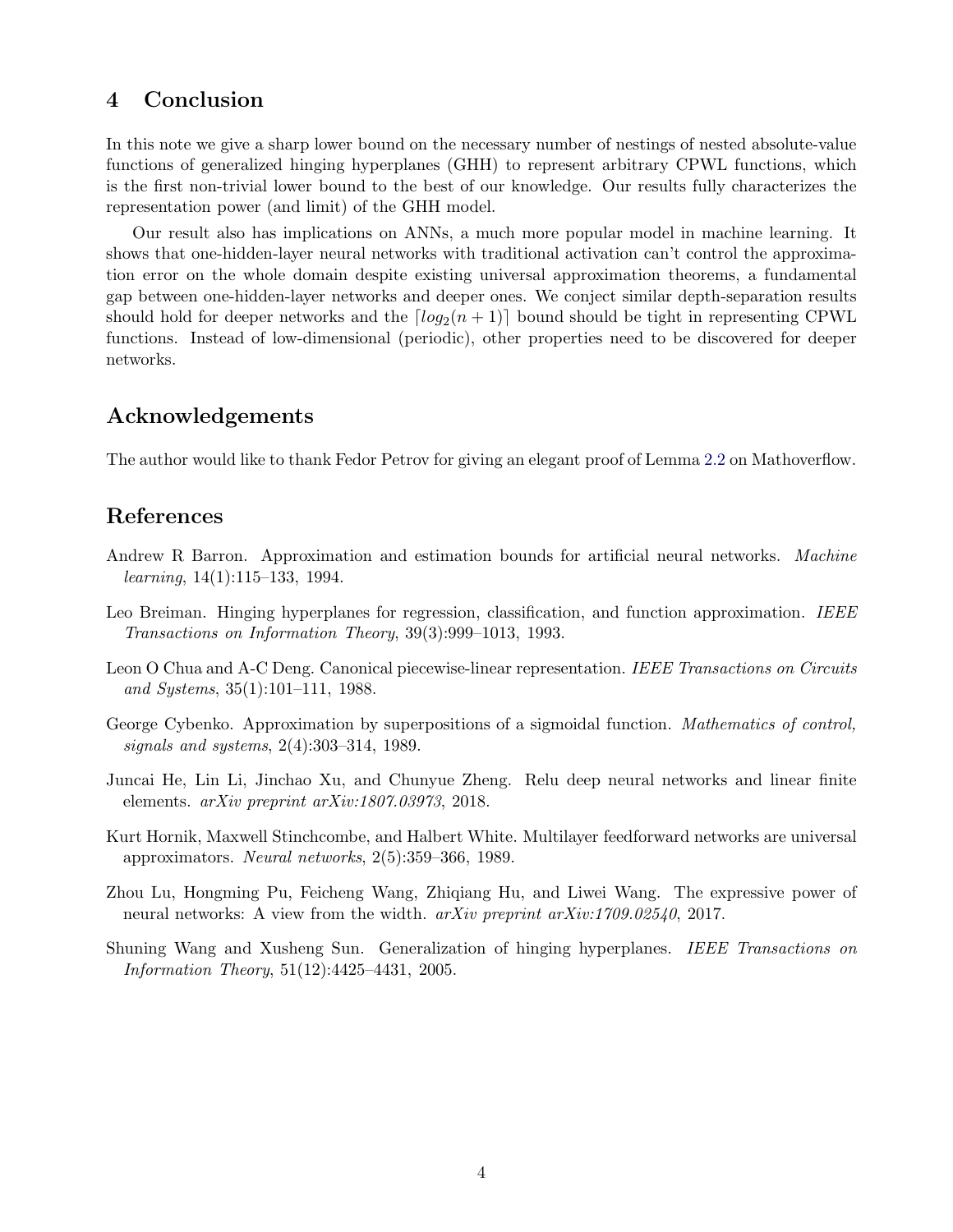## 4 Conclusion

In this note we give a sharp lower bound on the necessary number of nestings of nested absolute-value functions of generalized hinging hyperplanes (GHH) to represent arbitrary CPWL functions, which is the first non-trivial lower bound to the best of our knowledge. Our results fully characterizes the representation power (and limit) of the GHH model.

Our result also has implications on ANNs, a much more popular model in machine learning. It shows that one-hidden-layer neural networks with traditional activation can't control the approximation error on the whole domain despite existing universal approximation theorems, a fundamental gap between one-hidden-layer networks and deeper ones. We conject similar depth-separation results should hold for deeper networks and the $\lceil log_2(n+1) \rceil$ bound should be tight in representing CPWL functions. Instead of low-dimensional (periodic), other properties need to be discovered for deeper networks.

## Acknowledgements

The author would like to thank Fedor Petrov for giving an elegant proof of Lemma 2.2 on Mathoverflow.

## References

Andrew R Barron. Approximation and estimation bounds for artificial neural networks. *Machine learning*, 14(1):115–133, 1994.

Leo Breiman. Hinging hyperplanes for regression, classification, and function approximation. *IEEE Transactions on Information Theory*, 39(3):999–1013, 1993.

Leon O Chua and A-C Deng. Canonical piecewise-linear representation. *IEEE Transactions on Circuits and Systems*, 35(1):101–111, 1988.

George Cybenko. Approximation by superpositions of a sigmoidal function. *Mathematics of control, signals and systems*, 2(4):303–314, 1989.

Juncai He, Lin Li, Jinchao Xu, and Chunyue Zheng. Relu deep neural networks and linear finite elements. *arXiv preprint arXiv:1807.03973*, 2018.

Kurt Hornik, Maxwell Stinchcombe, and Halbert White. Multilayer feedforward networks are universal approximators. *Neural networks*, 2(5):359–366, 1989.

Zhou Lu, Hongming Pu, Feicheng Wang, Zhiqiang Hu, and Liwei Wang. The expressive power of neural networks: A view from the width. *arXiv preprint arXiv:1709.02540*, 2017.

Shuning Wang and Xusheng Sun. Generalization of hinging hyperplanes. *IEEE Transactions on Information Theory*, 51(12):4425–4431, 2005.